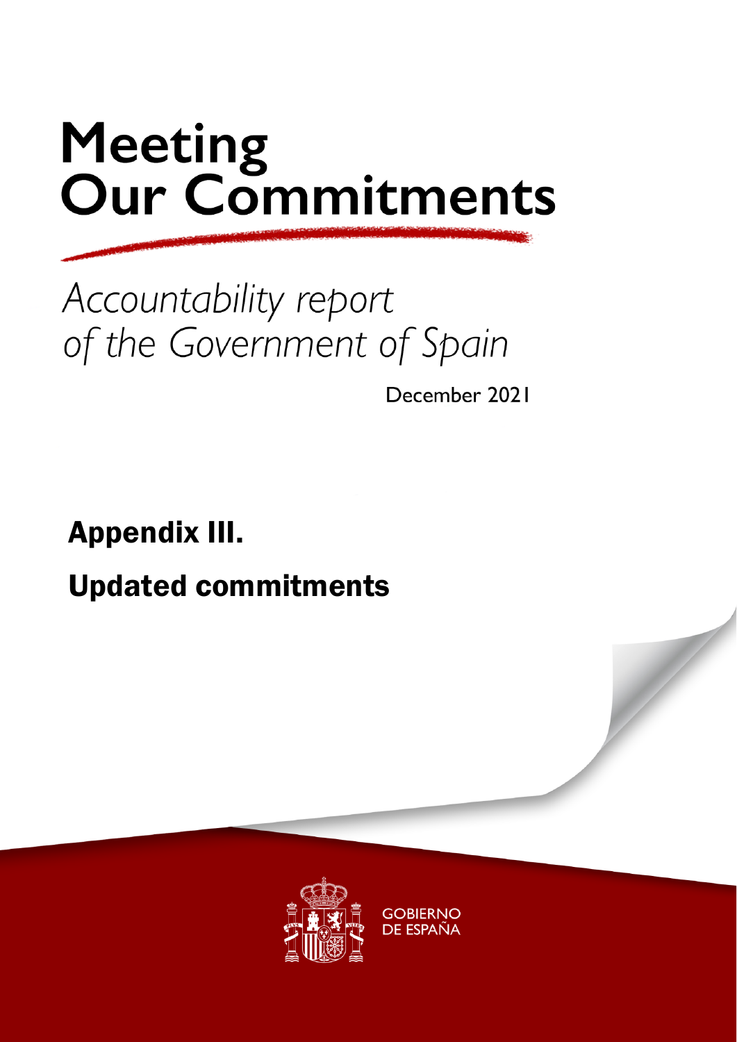# Meeting Our Commitments

*Accountability report of the Government of Spain*

December 2021

## Appendix III.

## Updated commitments

GOBIERNO DE ESPAÑA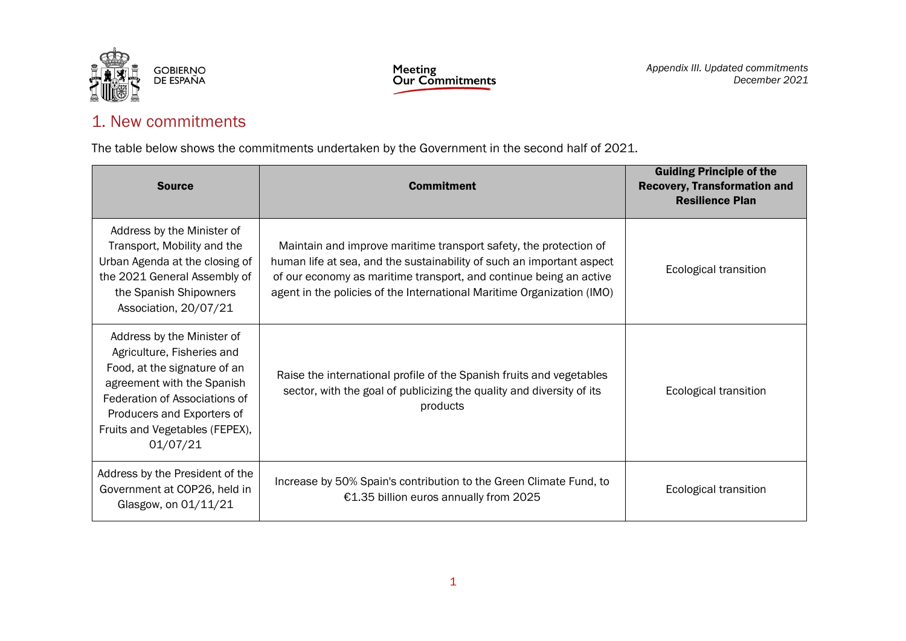## 1. New commitments

The table below shows the commitments undertaken by the Government in the second half of 2021.

| Source | Commitment | Guiding Principle of the Recovery, Transformation and Resilience Plan |
|---|---|---|
| Address by the Minister of Transport, Mobility and the Urban Agenda at the closing of the 2021 General Assembly of the Spanish Shipowners Association, 20/07/21 | Maintain and improve maritime transport safety, the protection of human life at sea, and the sustainability of such an important aspect of our economy as maritime transport, and continue being an active agent in the policies of the International Maritime Organization (IMO) | Ecological transition |
| Address by the Minister of Agriculture, Fisheries and Food, at the signature of an agreement with the Spanish Federation of Associations of Producers and Exporters of Fruits and Vegetables (FEPEX), 01/07/21 | Raise the international profile of the Spanish fruits and vegetables sector, with the goal of publicizing the quality and diversity of its products | Ecological transition |
| Address by the President of the Government at COP26, held in Glasgow, on 01/11/21 | Increase by 50% Spain's contribution to the Green Climate Fund, to €1.35 billion euros annually from 2025 | Ecological transition |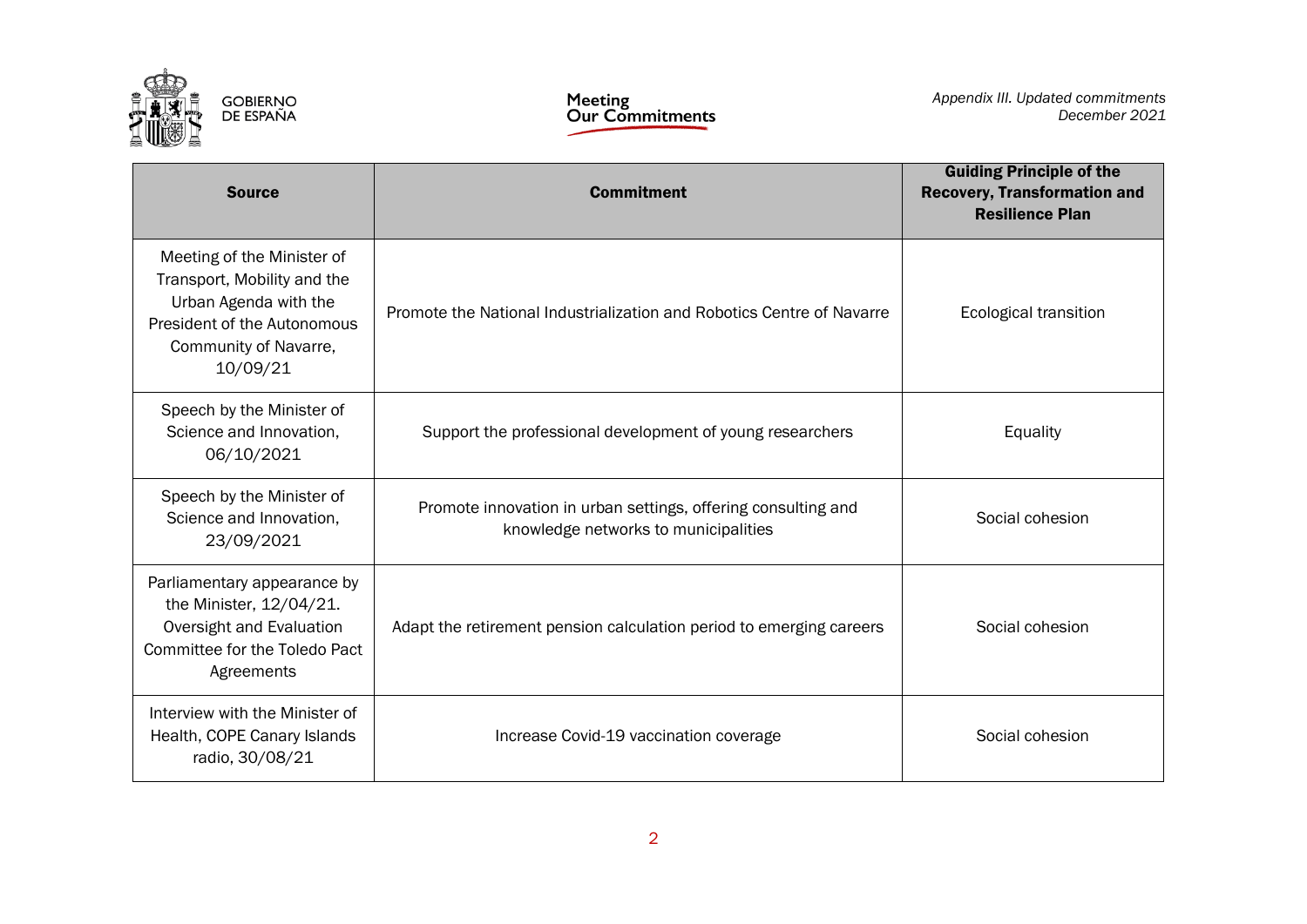| Source | Commitment | Guiding Principle of the Recovery, Transformation and Resilience Plan |
|---|---|---|
| Meeting of the Minister of Transport, Mobility and the Urban Agenda with the President of the Autonomous Community of Navarre, 10/09/21 | Promote the National Industrialization and Robotics Centre of Navarre | Ecological transition |
| Speech by the Minister of Science and Innovation, 06/10/2021 | Support the professional development of young researchers | Equality |
| Speech by the Minister of Science and Innovation, 23/09/2021 | Promote innovation in urban settings, offering consulting and knowledge networks to municipalities | Social cohesion |
| Parliamentary appearance by the Minister, 12/04/21. Oversight and Evaluation Committee for the Toledo Pact Agreements | Adapt the retirement pension calculation period to emerging careers | Social cohesion |
| Interview with the Minister of Health, COPE Canary Islands radio, 30/08/21 | Increase Covid-19 vaccination coverage | Social cohesion |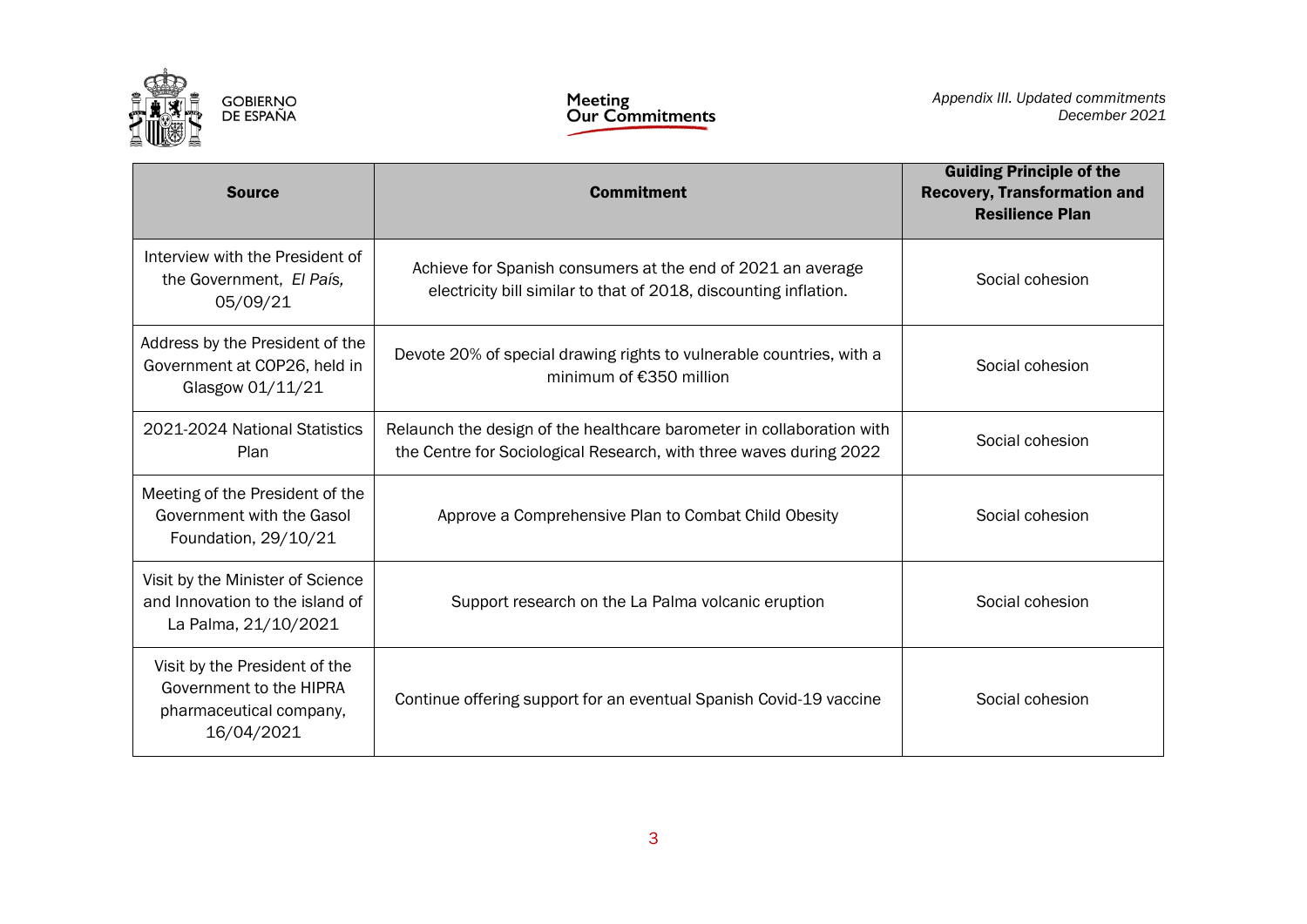| Source | Commitment | Guiding Principle of the Recovery, Transformation and Resilience Plan |
|---|---|---|
| Interview with the President of the Government, *El País,* 05/09/21 | Achieve for Spanish consumers at the end of 2021 an average electricity bill similar to that of 2018, discounting inflation. | Social cohesion |
| Address by the President of the Government at COP26, held in Glasgow 01/11/21 | Devote 20% of special drawing rights to vulnerable countries, with a minimum of €350 million | Social cohesion |
| 2021-2024 National Statistics Plan | Relaunch the design of the healthcare barometer in collaboration with the Centre for Sociological Research, with three waves during 2022 | Social cohesion |
| Meeting of the President of the Government with the Gasol Foundation, 29/10/21 | Approve a Comprehensive Plan to Combat Child Obesity | Social cohesion |
| Visit by the Minister of Science and Innovation to the island of La Palma, 21/10/2021 | Support research on the La Palma volcanic eruption | Social cohesion |
| Visit by the President of the Government to the HIPRA pharmaceutical company, 16/04/2021 | Continue offering support for an eventual Spanish Covid-19 vaccine | Social cohesion |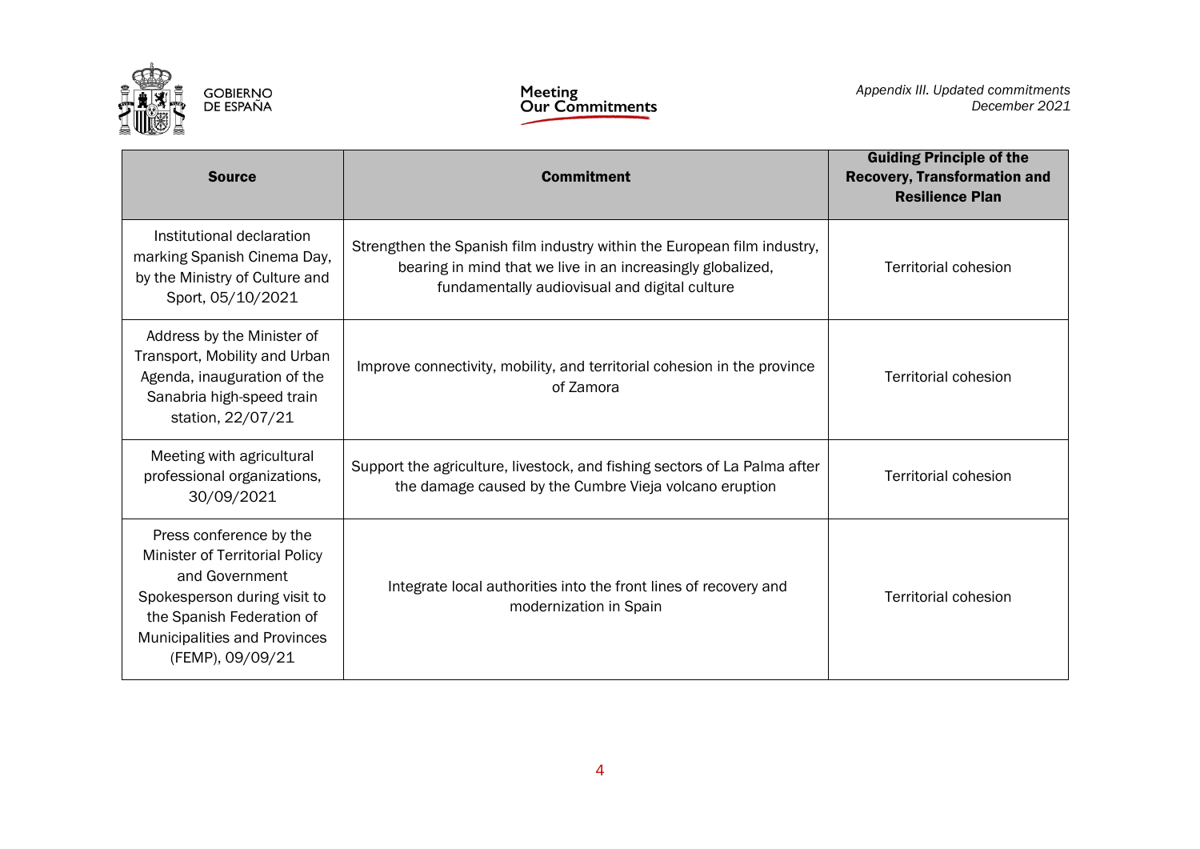| Source | Commitment | Guiding Principle of the Recovery, Transformation and Resilience Plan |
|---|---|---|
| Institutional declaration marking Spanish Cinema Day, by the Ministry of Culture and Sport, 05/10/2021 | Strengthen the Spanish film industry within the European film industry, bearing in mind that we live in an increasingly globalized, fundamentally audiovisual and digital culture | Territorial cohesion |
| Address by the Minister of Transport, Mobility and Urban Agenda, inauguration of the Sanabria high-speed train station, 22/07/21 | Improve connectivity, mobility, and territorial cohesion in the province of Zamora | Territorial cohesion |
| Meeting with agricultural professional organizations, 30/09/2021 | Support the agriculture, livestock, and fishing sectors of La Palma after the damage caused by the Cumbre Vieja volcano eruption | Territorial cohesion |
| Press conference by the Minister of Territorial Policy and Government Spokesperson during visit to the Spanish Federation of Municipalities and Provinces (FEMP), 09/09/21 | Integrate local authorities into the front lines of recovery and modernization in Spain | Territorial cohesion |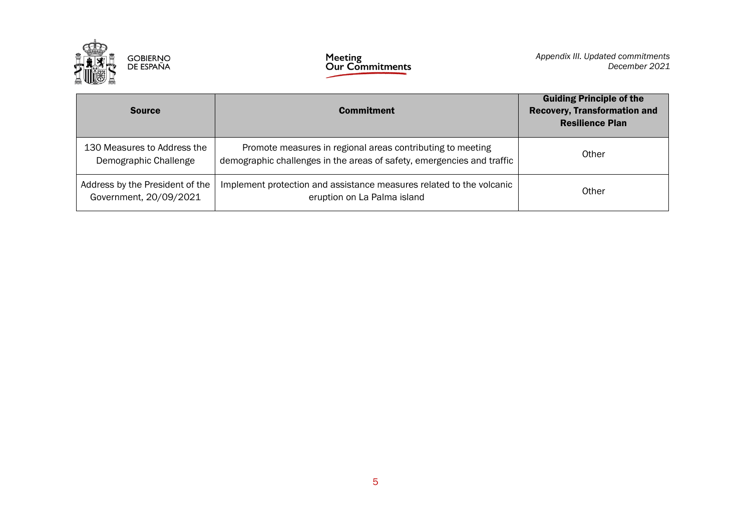| Source | Commitment | Guiding Principle of the Recovery, Transformation and Resilience Plan |
|---|---|---|
| 130 Measures to Address the Demographic Challenge | Promote measures in regional areas contributing to meeting demographic challenges in the areas of safety, emergencies and traffic | Other |
| Address by the President of the Government, 20/09/2021 | Implement protection and assistance measures related to the volcanic eruption on La Palma island | Other |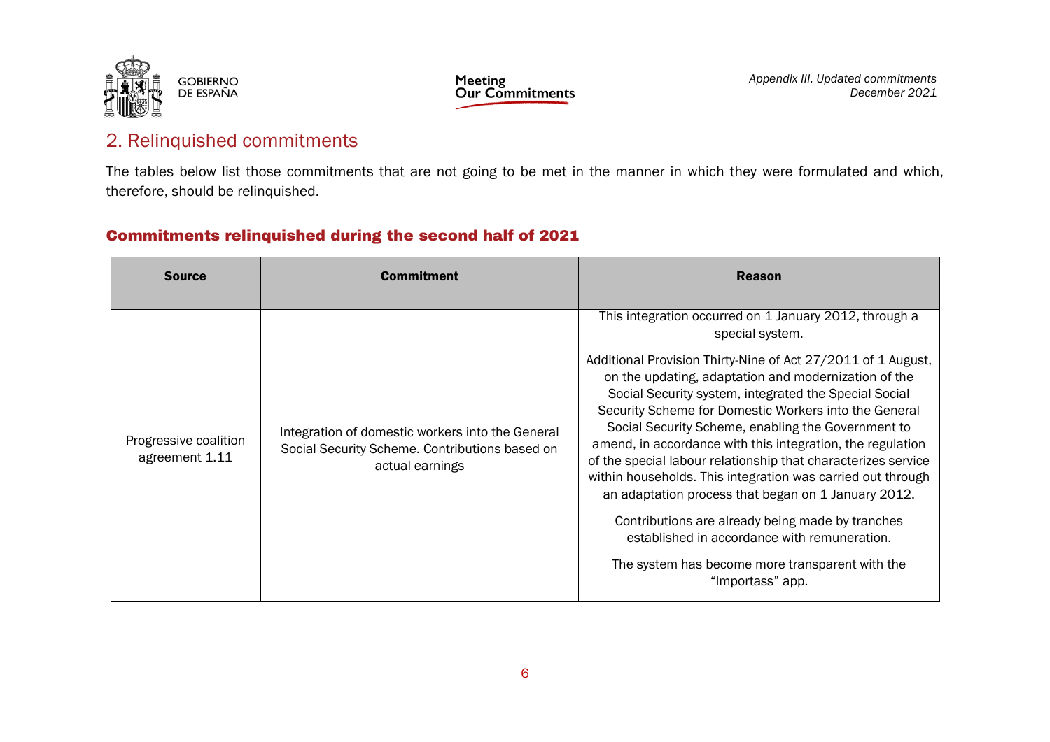## 2. Relinquished commitments

The tables below list those commitments that are not going to be met in the manner in which they were formulated and which, therefore, should be relinquished.

### Commitments relinquished during the second half of 2021

| Source | Commitment | Reason |
|---|---|---|
| Progressive coalition agreement 1.11 | Integration of domestic workers into the General Social Security Scheme. Contributions based on actual earnings | This integration occurred on 1 January 2012, through a special system.<br><br>Additional Provision Thirty-Nine of Act 27/2011 of 1 August, on the updating, adaptation and modernization of the Social Security system, integrated the Special Social Security Scheme for Domestic Workers into the General Social Security Scheme, enabling the Government to amend, in accordance with this integration, the regulation of the special labour relationship that characterizes service within households. This integration was carried out through an adaptation process that began on 1 January 2012.<br><br>Contributions are already being made by tranches established in accordance with remuneration.<br><br>The system has become more transparent with the "Importass" app. |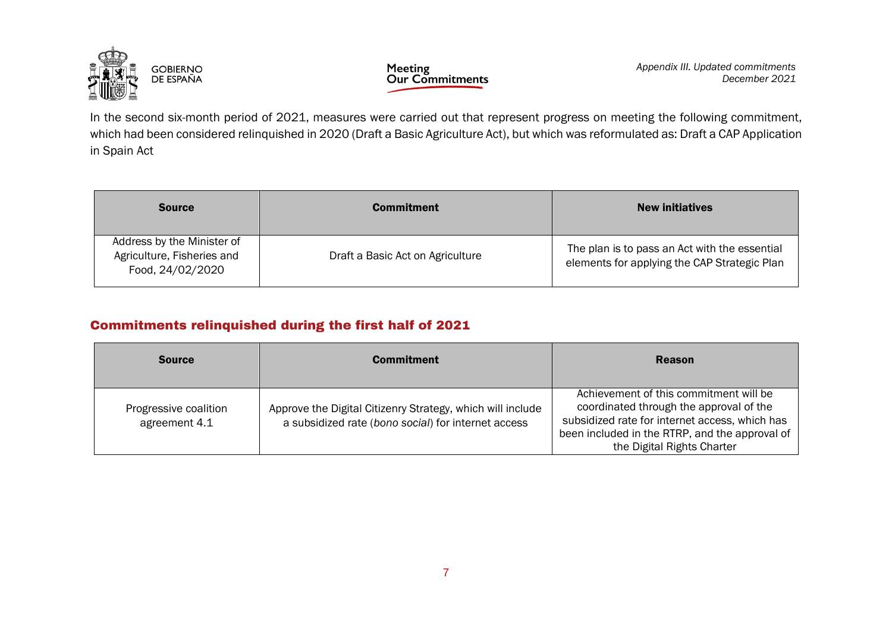In the second six-month period of 2021, measures were carried out that represent progress on meeting the following commitment, which had been considered relinquished in 2020 (Draft a Basic Agriculture Act), but which was reformulated as: Draft a CAP Application in Spain Act

| Source | Commitment | New initiatives |
|---|---|---|
| Address by the Minister of Agriculture, Fisheries and Food, 24/02/2020 | Draft a Basic Act on Agriculture | The plan is to pass an Act with the essential elements for applying the CAP Strategic Plan |

## Commitments relinquished during the first half of 2021

| Source | Commitment | Reason |
|---|---|---|
| Progressive coalition agreement 4.1 | Approve the Digital Citizenry Strategy, which will include a subsidized rate (*bono social*) for internet access | Achievement of this commitment will be coordinated through the approval of the subsidized rate for internet access, which has been included in the RTRP, and the approval of the Digital Rights Charter |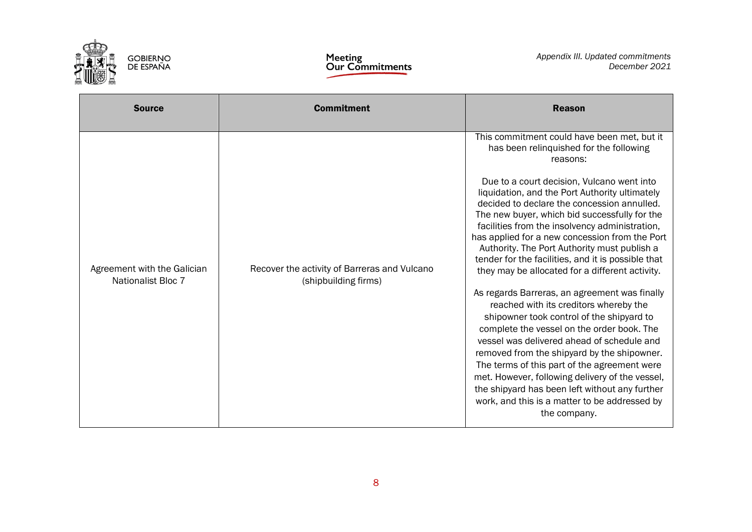| Source | Commitment | Reason |
|---|---|---|
| Agreement with the Galician Nationalist Bloc 7 | Recover the activity of Barreras and Vulcano (shipbuilding firms) | This commitment could have been met, but it has been relinquished for the following reasons:<br><br>Due to a court decision, Vulcano went into liquidation, and the Port Authority ultimately decided to declare the concession annulled. The new buyer, which bid successfully for the facilities from the insolvency administration, has applied for a new concession from the Port Authority. The Port Authority must publish a tender for the facilities, and it is possible that they may be allocated for a different activity.<br><br>As regards Barreras, an agreement was finally reached with its creditors whereby the shipowner took control of the shipyard to complete the vessel on the order book. The vessel was delivered ahead of schedule and removed from the shipyard by the shipowner. The terms of this part of the agreement were met. However, following delivery of the vessel, the shipyard has been left without any further work, and this is a matter to be addressed by the company. |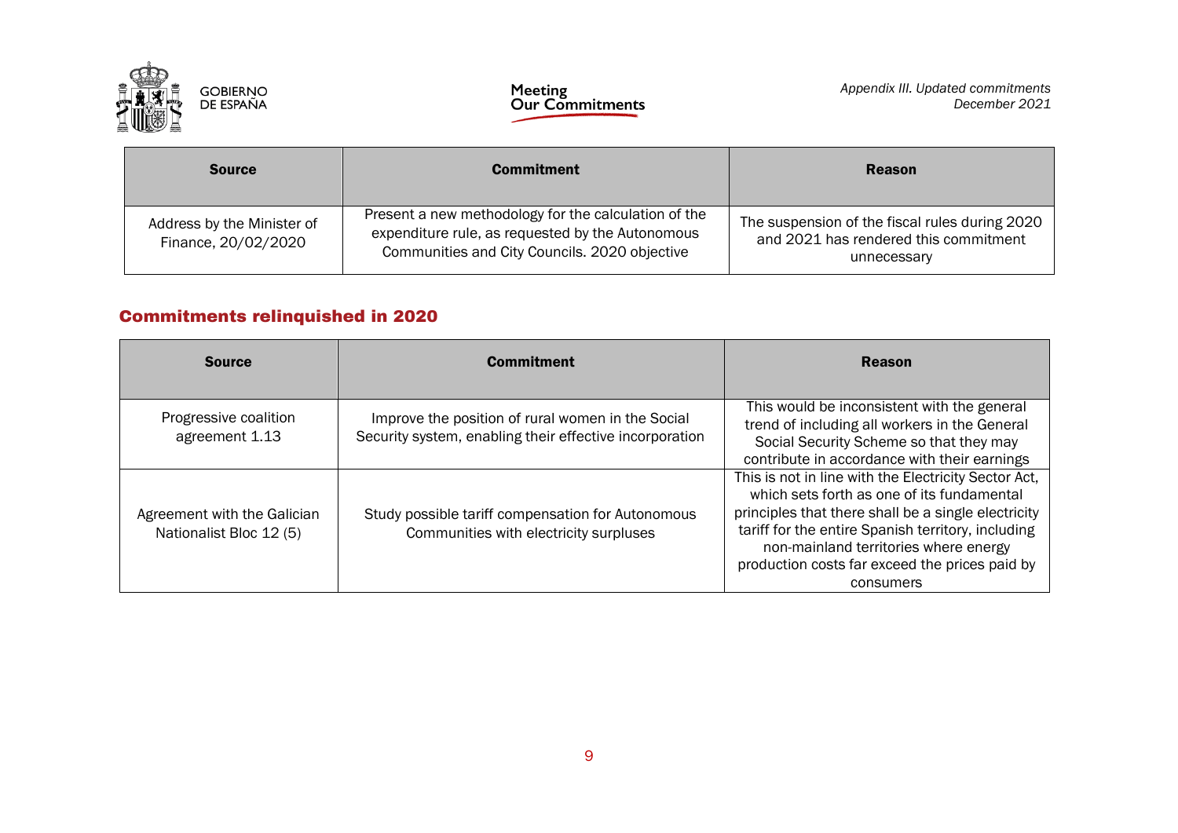| Source | Commitment | Reason |
|---|---|---|
| Address by the Minister of Finance, 20/02/2020 | Present a new methodology for the calculation of the expenditure rule, as requested by the Autonomous Communities and City Councils. 2020 objective | The suspension of the fiscal rules during 2020 and 2021 has rendered this commitment unnecessary |

## Commitments relinquished in 2020

| Source | Commitment | Reason |
|---|---|---|
| Progressive coalition agreement 1.13 | Improve the position of rural women in the Social Security system, enabling their effective incorporation | This would be inconsistent with the general trend of including all workers in the General Social Security Scheme so that they may contribute in accordance with their earnings |
| Agreement with the Galician Nationalist Bloc 12 (5) | Study possible tariff compensation for Autonomous Communities with electricity surpluses | This is not in line with the Electricity Sector Act, which sets forth as one of its fundamental principles that there shall be a single electricity tariff for the entire Spanish territory, including non-mainland territories where energy production costs far exceed the prices paid by consumers |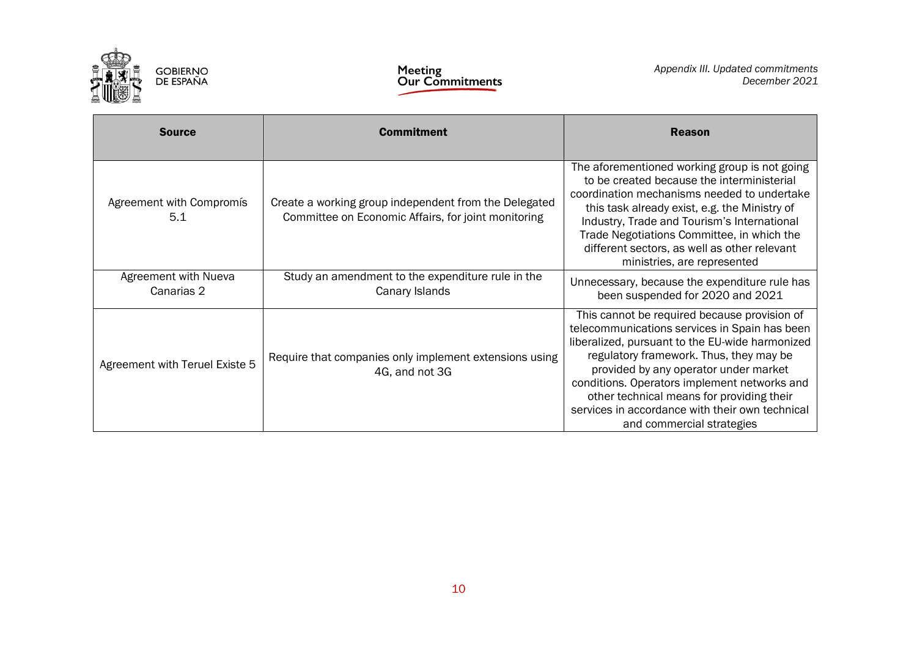| Source | Commitment | Reason |
|---|---|---|
| Agreement with Compromís 5.1 | Create a working group independent from the Delegated Committee on Economic Affairs, for joint monitoring | The aforementioned working group is not going to be created because the interministerial coordination mechanisms needed to undertake this task already exist, e.g. the Ministry of Industry, Trade and Tourism's International Trade Negotiations Committee, in which the different sectors, as well as other relevant ministries, are represented |
| Agreement with Nueva Canarias 2 | Study an amendment to the expenditure rule in the Canary Islands | Unnecessary, because the expenditure rule has been suspended for 2020 and 2021 |
| Agreement with Teruel Existe 5 | Require that companies only implement extensions using 4G, and not 3G | This cannot be required because provision of telecommunications services in Spain has been liberalized, pursuant to the EU-wide harmonized regulatory framework. Thus, they may be provided by any operator under market conditions. Operators implement networks and other technical means for providing their services in accordance with their own technical and commercial strategies |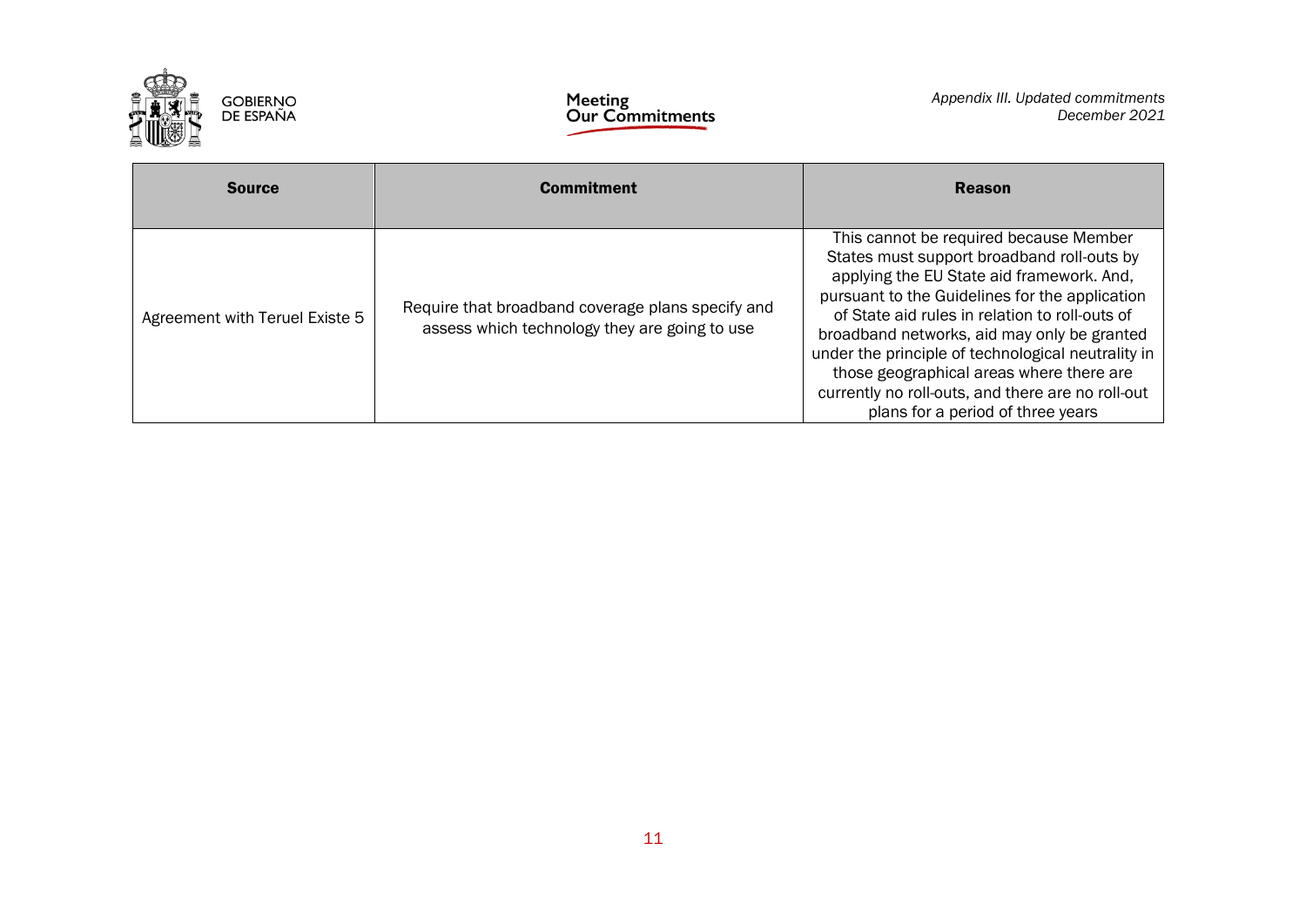| Source | Commitment | Reason |
|---|---|---|
| Agreement with Teruel Existe 5 | Require that broadband coverage plans specify and assess which technology they are going to use | This cannot be required because Member States must support broadband roll-outs by applying the EU State aid framework. And, pursuant to the Guidelines for the application of State aid rules in relation to roll-outs of broadband networks, aid may only be granted under the principle of technological neutrality in those geographical areas where there are currently no roll-outs, and there are no roll-out plans for a period of three years |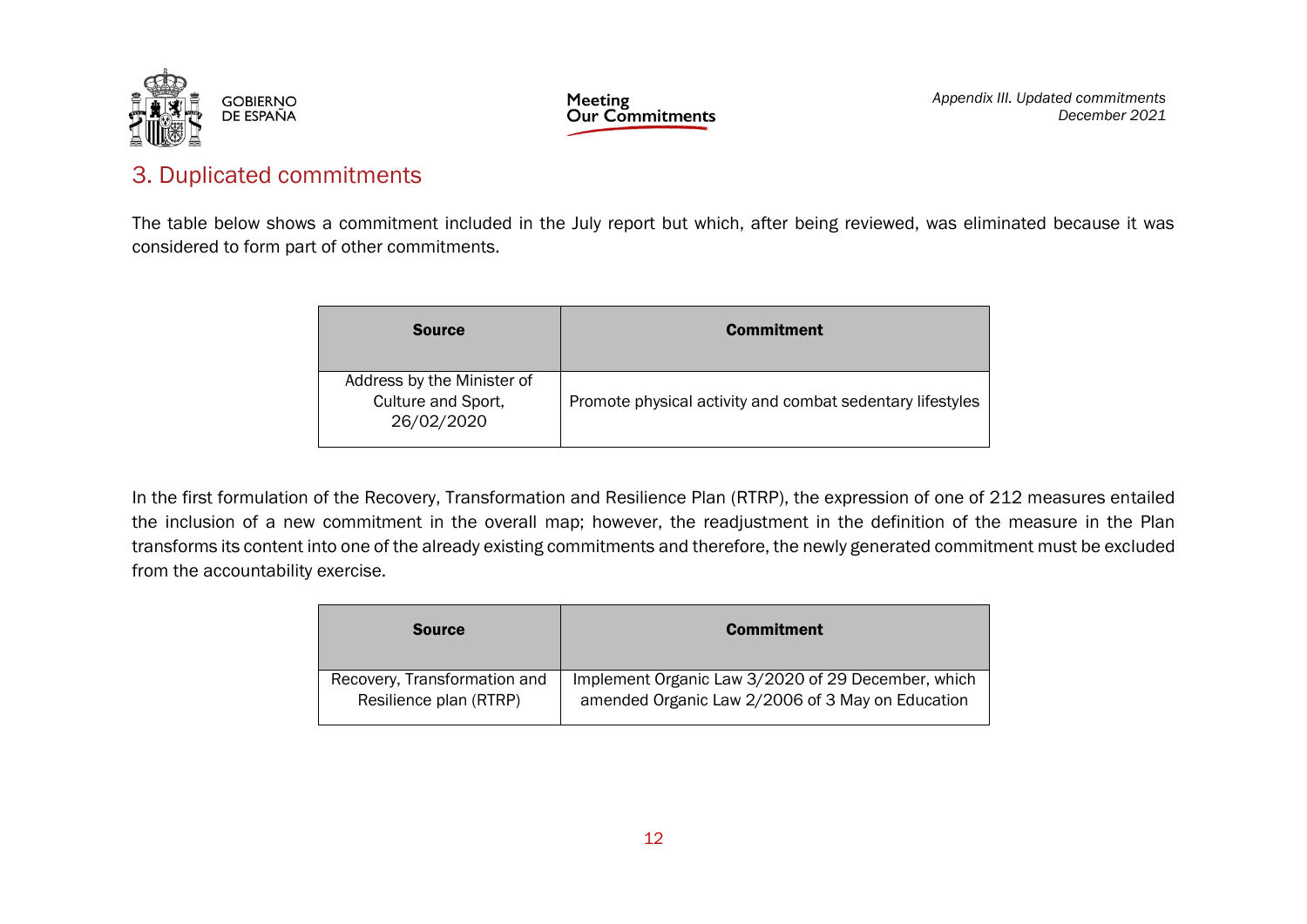## 3. Duplicated commitments

The table below shows a commitment included in the July report but which, after being reviewed, was eliminated because it was considered to form part of other commitments.

| Source | Commitment |
|---|---|
| Address by the Minister of Culture and Sport, 26/02/2020 | Promote physical activity and combat sedentary lifestyles |

In the first formulation of the Recovery, Transformation and Resilience Plan (RTRP), the expression of one of 212 measures entailed the inclusion of a new commitment in the overall map; however, the readjustment in the definition of the measure in the Plan transforms its content into one of the already existing commitments and therefore, the newly generated commitment must be excluded from the accountability exercise.

| Source | Commitment |
|---|---|
| Recovery, Transformation and Resilience plan (RTRP) | Implement Organic Law 3/2020 of 29 December, which amended Organic Law 2/2006 of 3 May on Education |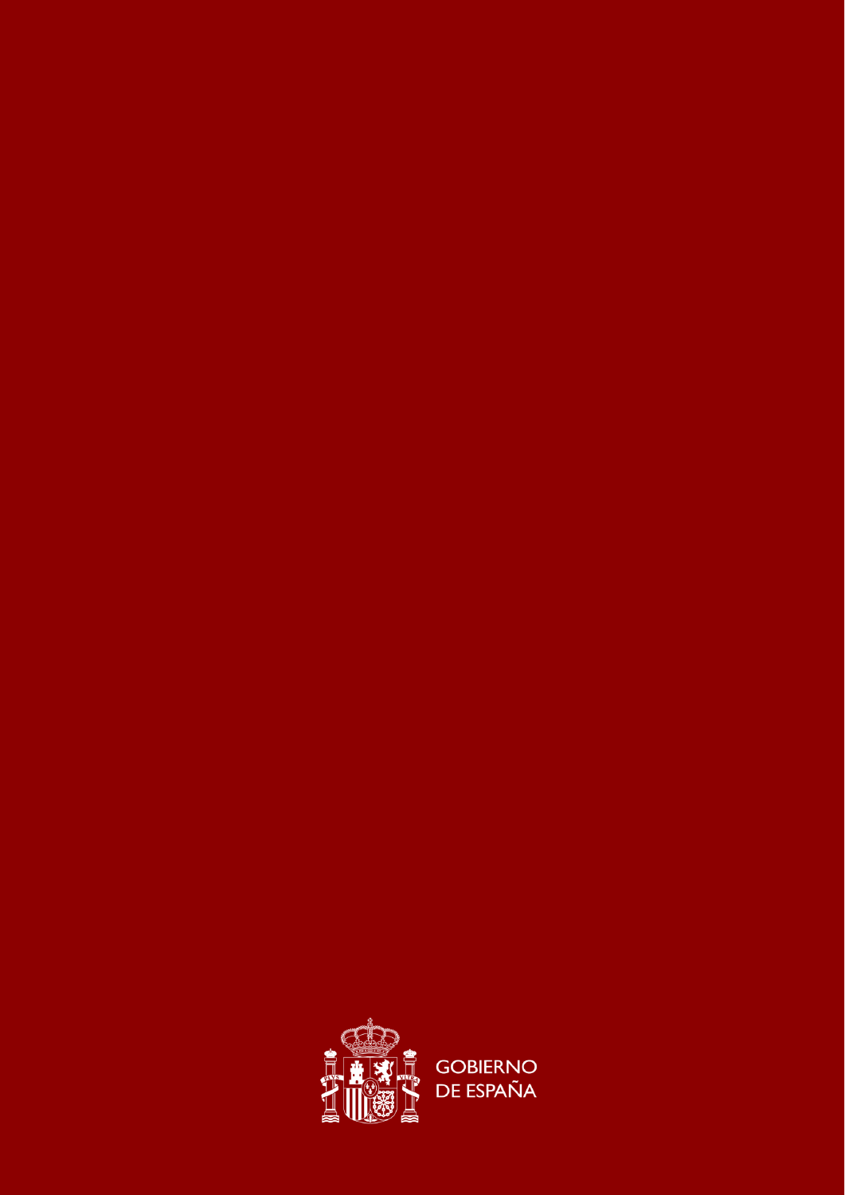GOBIERNO
DE ESPAÑA